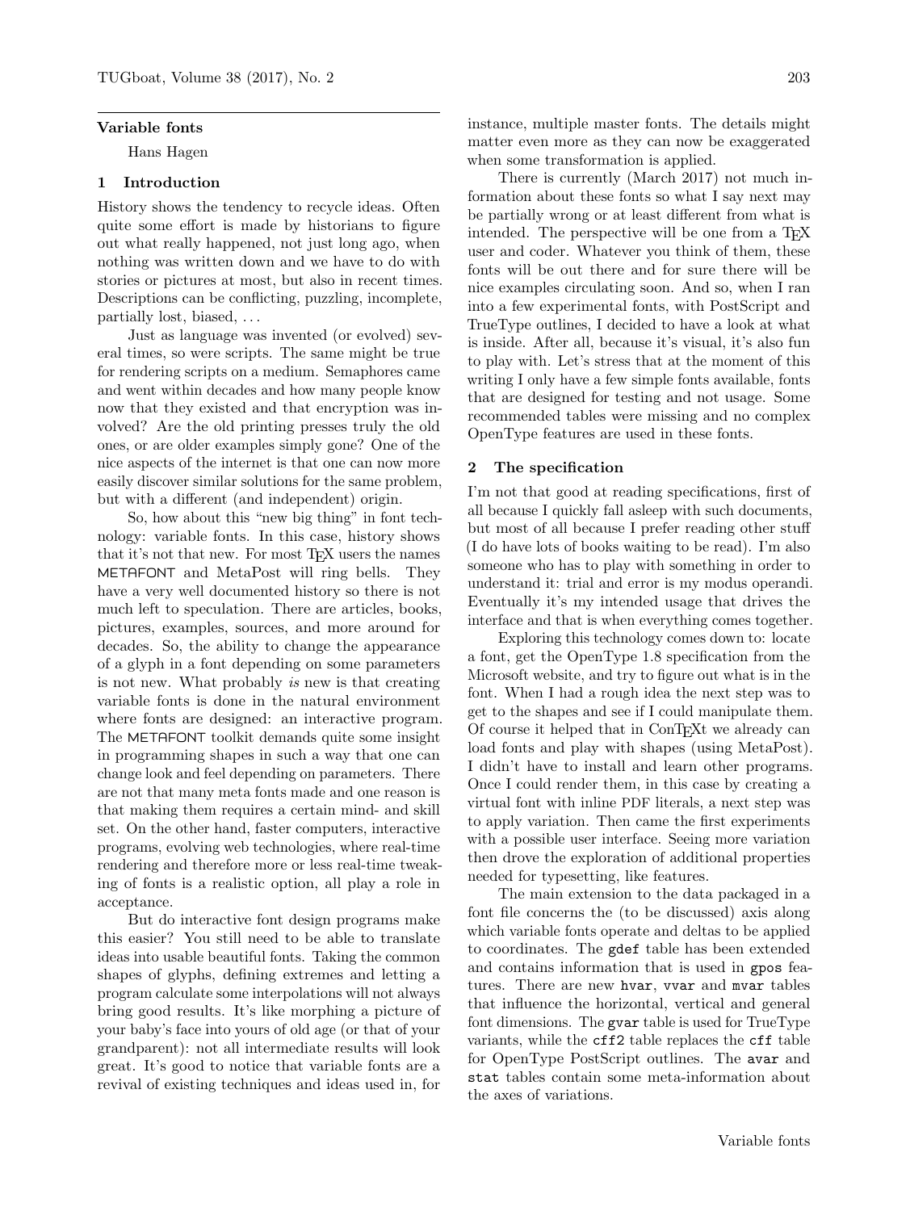# Variable fonts

Hans Hagen

## 1 Introduction

History shows the tendency to recycle ideas. Often quite some effort is made by historians to figure out what really happened, not just long ago, when nothing was written down and we have to do with stories or pictures at most, but also in recent times. Descriptions can be conflicting, puzzling, incomplete, partially lost, biased, …

Just as language was invented (or evolved) several times, so were scripts. The same might be true for rendering scripts on a medium. Semaphores came and went within decades and how many people know now that they existed and that encryption was involved? Are the old printing presses truly the old ones, or are older examples simply gone? One of the nice aspects of the internet is that one can now more easily discover similar solutions for the same problem, but with a different (and independent) origin.

So, how about this "new big thing" in font technology: variable fonts. In this case, history shows that it's not that new. For most TEX users the names METAFONT and MetaPost will ring bells. They have a very well documented history so there is not much left to speculation. There are articles, books, pictures, examples, sources, and more around for decades. So, the ability to change the appearance of a glyph in a font depending on some parameters is not new. What probably *is* new is that creating variable fonts is done in the natural environment where fonts are designed: an interactive program. The METAFONT toolkit demands quite some insight in programming shapes in such a way that one can change look and feel depending on parameters. There are not that many meta fonts made and one reason is that making them requires a certain mind- and skill set. On the other hand, faster computers, interactive programs, evolving web technologies, where real-time rendering and therefore more or less real-time tweaking of fonts is a realistic option, all play a role in acceptance.

But do interactive font design programs make this easier? You still need to be able to translate ideas into usable beautiful fonts. Taking the common shapes of glyphs, defining extremes and letting a program calculate some interpolations will not always bring good results. It's like morphing a picture of your baby's face into yours of old age (or that of your grandparent): not all intermediate results will look great. It's good to notice that variable fonts are a revival of existing techniques and ideas used in, for instance, multiple master fonts. The details might matter even more as they can now be exaggerated when some transformation is applied.

There is currently (March 2017) not much information about these fonts so what I say next may be partially wrong or at least different from what is intended. The perspective will be one from a TEX user and coder. Whatever you think of them, these fonts will be out there and for sure there will be nice examples circulating soon. And so, when I ran into a few experimental fonts, with PostScript and TrueType outlines, I decided to have a look at what is inside. After all, because it's visual, it's also fun to play with. Let's stress that at the moment of this writing I only have a few simple fonts available, fonts that are designed for testing and not usage. Some recommended tables were missing and no complex OpenType features are used in these fonts.

## 2 The specification

I'm not that good at reading specifications, first of all because I quickly fall asleep with such documents, but most of all because I prefer reading other stuff (I do have lots of books waiting to be read). I'm also someone who has to play with something in order to understand it: trial and error is my modus operandi. Eventually it's my intended usage that drives the interface and that is when everything comes together.

Exploring this technology comes down to: locate a font, get the OpenType 1.8 specification from the Microsoft website, and try to figure out what is in the font. When I had a rough idea the next step was to get to the shapes and see if I could manipulate them. Of course it helped that in ConTEXt we already can load fonts and play with shapes (using MetaPost). I didn't have to install and learn other programs. Once I could render them, in this case by creating a virtual font with inline PDF literals, a next step was to apply variation. Then came the first experiments with a possible user interface. Seeing more variation then drove the exploration of additional properties needed for typesetting, like features.

The main extension to the data packaged in a font file concerns the (to be discussed) axis along which variable fonts operate and deltas to be applied to coordinates. The `gdef` table has been extended and contains information that is used in `gpos` features. There are new `hvar`, `vvar` and `mvar` tables that influence the horizontal, vertical and general font dimensions. The `gvar` table is used for TrueType variants, while the `cff2` table replaces the `cff` table for OpenType PostScript outlines. The `avar` and `stat` tables contain some meta-information about the axes of variations.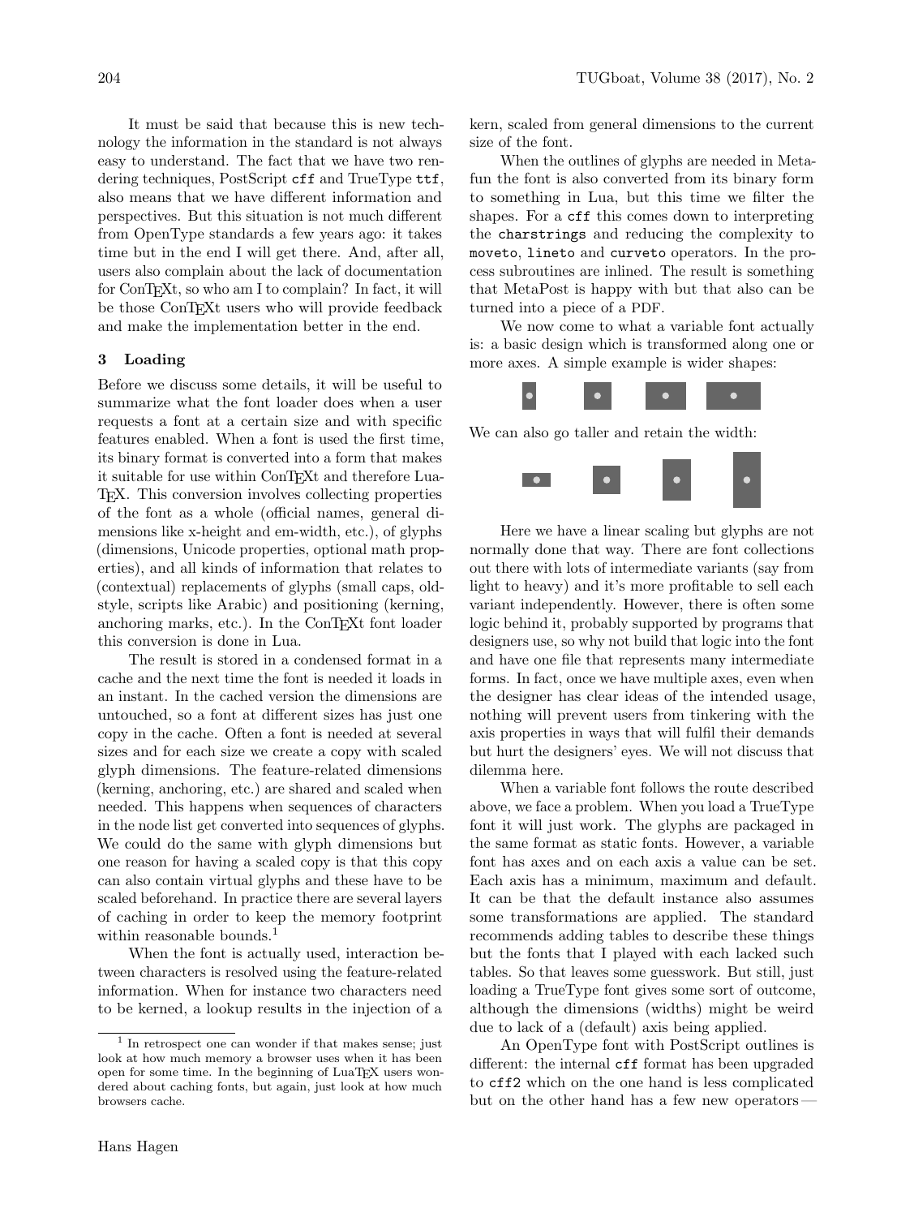It must be said that because this is new technology the information in the standard is not always easy to understand. The fact that we have two rendering techniques, PostScript `cff` and TrueType `ttf`, also means that we have different information and perspectives. But this situation is not much different from OpenType standards a few years ago: it takes time but in the end I will get there. And, after all, users also complain about the lack of documentation for ConTEXt, so who am I to complain? In fact, it will be those ConTEXt users who will provide feedback and make the implementation better in the end.

## 3 Loading

Before we discuss some details, it will be useful to summarize what the font loader does when a user requests a font at a certain size and with specific features enabled. When a font is used the first time, its binary format is converted into a form that makes it suitable for use within ConTEXt and therefore LuaTEX. This conversion involves collecting properties of the font as a whole (official names, general dimensions like x-height and em-width, etc.), of glyphs (dimensions, Unicode properties, optional math properties), and all kinds of information that relates to (contextual) replacements of glyphs (small caps, oldstyle, scripts like Arabic) and positioning (kerning, anchoring marks, etc.). In the ConTEXt font loader this conversion is done in Lua.

The result is stored in a condensed format in a cache and the next time the font is needed it loads in an instant. In the cached version the dimensions are untouched, so a font at different sizes has just one copy in the cache. Often a font is needed at several sizes and for each size we create a copy with scaled glyph dimensions. The feature-related dimensions (kerning, anchoring, etc.) are shared and scaled when needed. This happens when sequences of characters in the node list get converted into sequences of glyphs. We could do the same with glyph dimensions but one reason for having a scaled copy is that this copy can also contain virtual glyphs and these have to be scaled beforehand. In practice there are several layers of caching in order to keep the memory footprint within reasonable bounds.[1]

When the font is actually used, interaction between characters is resolved using the feature-related information. When for instance two characters need to be kerned, a lookup results in the injection of a kern, scaled from general dimensions to the current size of the font.

When the outlines of glyphs are needed in Metafun the font is also converted from its binary form to something in Lua, but this time we filter the shapes. For a `cff` this comes down to interpreting the `charstrings` and reducing the complexity to `moveto`, `lineto` and `curveto` operators. In the process subroutines are inlined. The result is something that MetaPost is happy with but that also can be turned into a piece of a PDF.

We now come to what a variable font actually is: a basic design which is transformed along one or more axes. A simple example is wider shapes:

We can also go taller and retain the width:

Here we have a linear scaling but glyphs are not normally done that way. There are font collections out there with lots of intermediate variants (say from light to heavy) and it's more profitable to sell each variant independently. However, there is often some logic behind it, probably supported by programs that designers use, so why not build that logic into the font and have one file that represents many intermediate forms. In fact, once we have multiple axes, even when the designer has clear ideas of the intended usage, nothing will prevent users from tinkering with the axis properties in ways that will fulfil their demands but hurt the designers' eyes. We will not discuss that dilemma here.

When a variable font follows the route described above, we face a problem. When you load a TrueType font it will just work. The glyphs are packaged in the same format as static fonts. However, a variable font has axes and on each axis a value can be set. Each axis has a minimum, maximum and default. It can be that the default instance also assumes some transformations are applied. The standard recommends adding tables to describe these things but the fonts that I played with each lacked such tables. So that leaves some guesswork. But still, just loading a TrueType font gives some sort of outcome, although the dimensions (widths) might be weird due to lack of a (default) axis being applied.

An OpenType font with PostScript outlines is different: the internal `cff` format has been upgraded to `cff2` which on the one hand is less complicated but on the other hand has a few new operators—

[1] In retrospect one can wonder if that makes sense; just look at how much memory a browser uses when it has been open for some time. In the beginning of LuaTEX users wondered about caching fonts, but again, just look at how much browsers cache.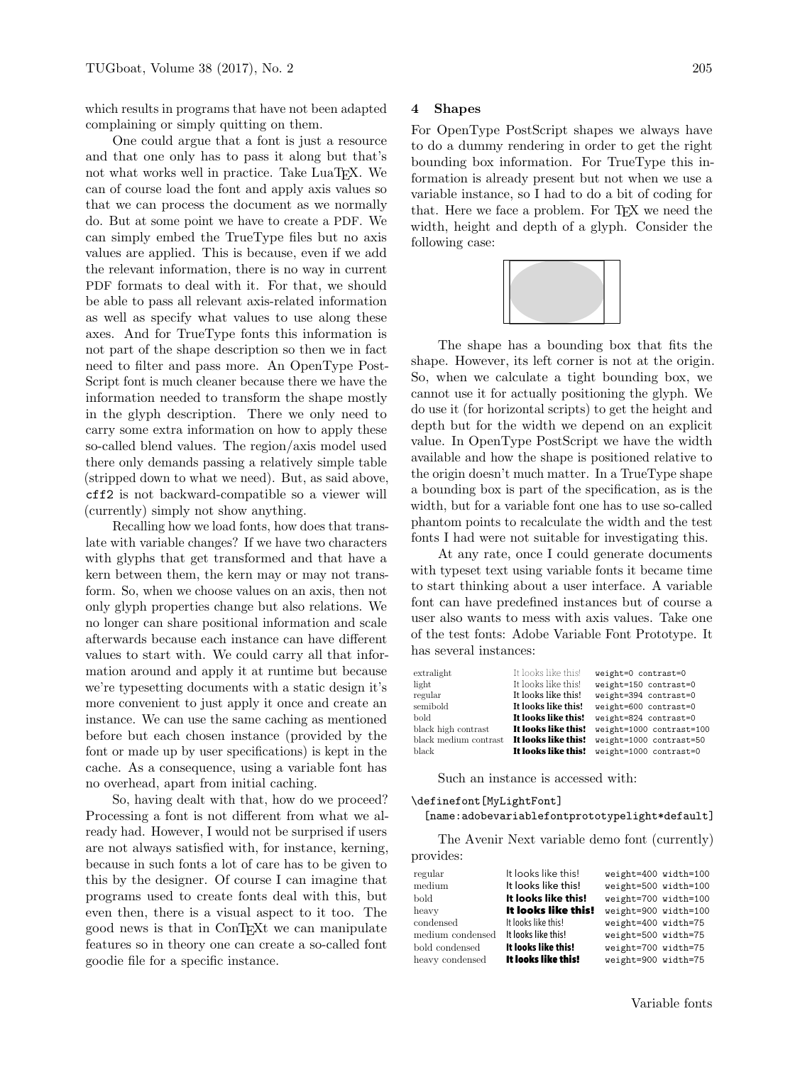which results in programs that have not been adapted complaining or simply quitting on them.

One could argue that a font is just a resource and that one only has to pass it along but that's not what works well in practice. Take LuaTeX. We can of course load the font and apply axis values so that we can process the document as we normally do. But at some point we have to create a PDF. We can simply embed the TrueType files but no axis values are applied. This is because, even if we add the relevant information, there is no way in current PDF formats to deal with it. For that, we should be able to pass all relevant axis-related information as well as specify what values to use along these axes. And for TrueType fonts this information is not part of the shape description so then we in fact need to filter and pass more. An OpenType PostScript font is much cleaner because there we have the information needed to transform the shape mostly in the glyph description. There we only need to carry some extra information on how to apply these so-called blend values. The region/axis model used there only demands passing a relatively simple table (stripped down to what we need). But, as said above, cff2 is not backward-compatible so a viewer will (currently) simply not show anything.

Recalling how we load fonts, how does that translate with variable changes? If we have two characters with glyphs that get transformed and that have a kern between them, the kern may or may not transform. So, when we choose values on an axis, then not only glyph properties change but also relations. We no longer can share positional information and scale afterwards because each instance can have different values to start with. We could carry all that information around and apply it at runtime but because we're typesetting documents with a static design it's more convenient to just apply it once and create an instance. We can use the same caching as mentioned before but each chosen instance (provided by the font or made up by user specifications) is kept in the cache. As a consequence, using a variable font has no overhead, apart from initial caching.

So, having dealt with that, how do we proceed? Processing a font is not different from what we already had. However, I would not be surprised if users are not always satisfied with, for instance, kerning, because in such fonts a lot of care has to be given to this by the designer. Of course I can imagine that programs used to create fonts deal with this, but even then, there is a visual aspect to it too. The good news is that in ConTeXt we can manipulate features so in theory one can create a so-called font goodie file for a specific instance.

## 4 Shapes

For OpenType PostScript shapes we always have to do a dummy rendering in order to get the right bounding box information. For TrueType this information is already present but not when we use a variable instance, so I had to do a bit of coding for that. Here we face a problem. For TeX we need the width, height and depth of a glyph. Consider the following case:

The shape has a bounding box that fits the shape. However, its left corner is not at the origin. So, when we calculate a tight bounding box, we cannot use it for actually positioning the glyph. We do use it (for horizontal scripts) to get the height and depth but for the width we depend on an explicit value. In OpenType PostScript we have the width available and how the shape is positioned relative to the origin doesn't much matter. In a TrueType shape a bounding box is part of the specification, as is the width, but for a variable font one has to use so-called phantom points to recalculate the width and the test fonts I had were not suitable for investigating this.

At any rate, once I could generate documents with typeset text using variable fonts it became time to start thinking about a user interface. A variable font can have predefined instances but of course a user also wants to mess with axis values. Take one of the test fonts: Adobe Variable Font Prototype. It has several instances:

| | | |
|---|---|---|
| extralight | It looks like this! | weight=0 contrast=0 |
| light | It looks like this! | weight=150 contrast=0 |
| regular | It looks like this! | weight=394 contrast=0 |
| semibold | It looks like this! | weight=600 contrast=0 |
| bold | It looks like this! | weight=824 contrast=0 |
| black high contrast | It looks like this! | weight=1000 contrast=100 |
| black medium contrast | It looks like this! | weight=1000 contrast=50 |
| black | It looks like this! | weight=1000 contrast=0 |

Such an instance is accessed with:

```
\definefont[MyLightFont]
  [name:adobevariablefontprototypelight*default]
```

The Avenir Next variable demo font (currently) provides:

| | | |
|---|---|---|
| regular | It looks like this! | weight=400 width=100 |
| medium | It looks like this! | weight=500 width=100 |
| bold | It looks like this! | weight=700 width=100 |
| heavy | It looks like this! | weight=900 width=100 |
| condensed | It looks like this! | weight=400 width=75 |
| medium condensed | It looks like this! | weight=500 width=75 |
| bold condensed | It looks like this! | weight=700 width=75 |
| heavy condensed | It looks like this! | weight=900 width=75 |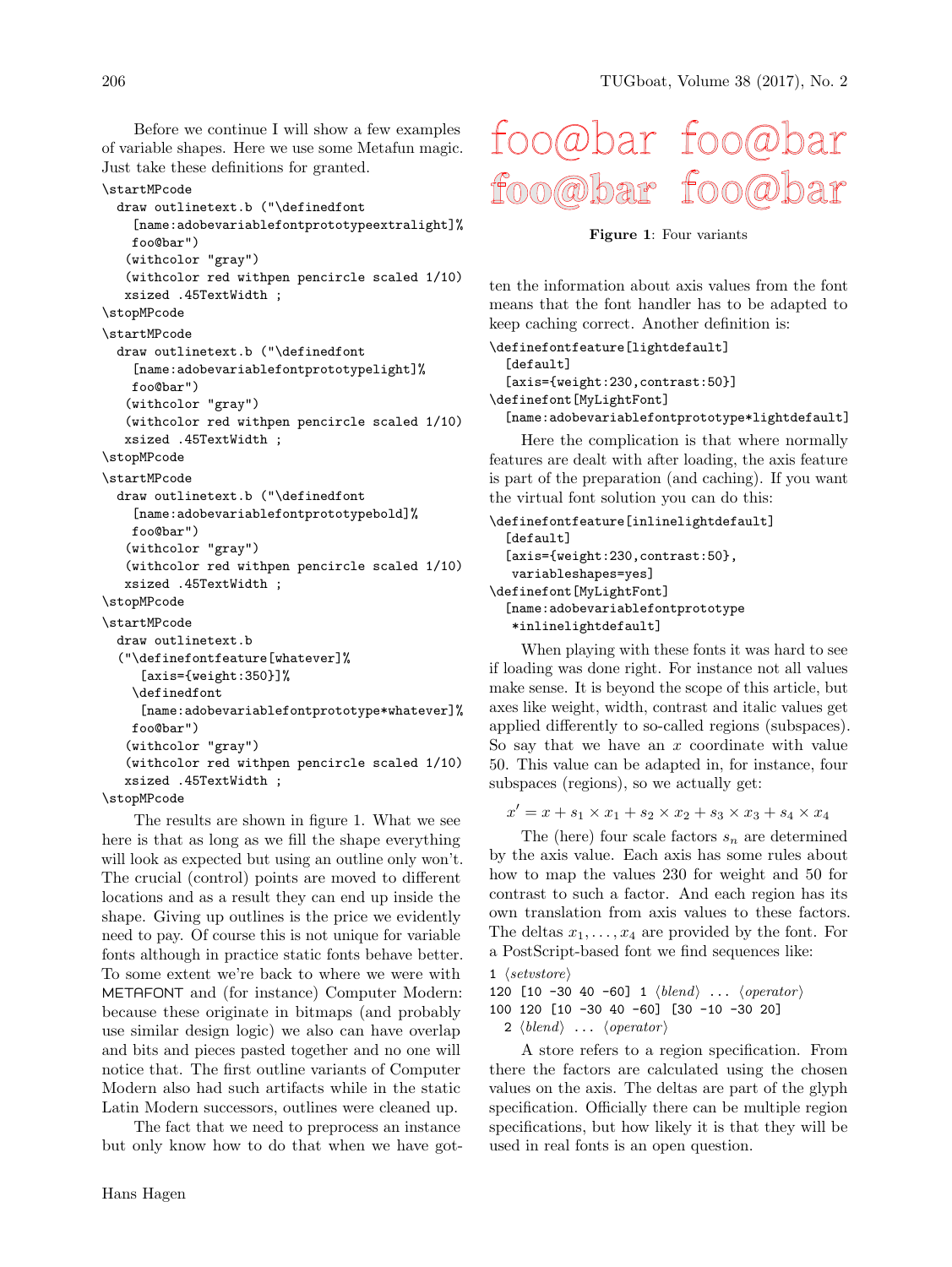Before we continue I will show a few examples of variable shapes. Here we use some Metafun magic. Just take these definitions for granted.

```
\startMPcode
  draw outlinetext.b ("\definedfont
    [name:adobevariablefontprototypeextralight]%
    foo@bar")
   (withcolor "gray")
   (withcolor red withpen pencircle scaled 1/10)
   xsized .45TextWidth ;
\stopMPcode
\startMPcode
  draw outlinetext.b ("\definedfont
    [name:adobevariablefontprototypelight]%
    foo@bar")
   (withcolor "gray")
   (withcolor red withpen pencircle scaled 1/10)
   xsized .45TextWidth ;
\stopMPcode
\startMPcode
  draw outlinetext.b ("\definedfont
    [name:adobevariablefontprototypebold]%
    foo@bar")
   (withcolor "gray")
   (withcolor red withpen pencircle scaled 1/10)
   xsized .45TextWidth ;
\stopMPcode
\startMPcode
  draw outlinetext.b
  ("\definefontfeature[whatever]%
     [axis={weight:350}]%
    \definedfont
     [name:adobevariablefontprototype*whatever]%
    foo@bar")
   (withcolor "gray")
   (withcolor red withpen pencircle scaled 1/10)
   xsized .45TextWidth ;
\stopMPcode
```

The results are shown in figure 1. What we see here is that as long as we fill the shape everything will look as expected but using an outline only won't. The crucial (control) points are moved to different locations and as a result they can end up inside the shape. Giving up outlines is the price we evidently need to pay. Of course this is not unique for variable fonts although in practice static fonts behave better. To some extent we're back to where we were with METAFONT and (for instance) Computer Modern: because these originate in bitmaps (and probably use similar design logic) we also can have overlap and bits and pieces pasted together and no one will notice that. The first outline variants of Computer Modern also had such artifacts while in the static Latin Modern successors, outlines were cleaned up.

The fact that we need to preprocess an instance but only know how to do that when we have gotten the information about axis values from the font means that the font handler has to be adapted to keep caching correct. Another definition is:

foo@bar foo@bar
foo@bar foo@bar

**Figure 1**: Four variants

```
\definefontfeature[lightdefault]
  [default]
  [axis={weight:230,contrast:50}]
\definefont[MyLightFont]
  [name:adobevariablefontprototype*lightdefault]
```

Here the complication is that where normally features are dealt with after loading, the axis feature is part of the preparation (and caching). If you want the virtual font solution you can do this:

```
\definefontfeature[inlinelightdefault]
  [default]
  [axis={weight:230,contrast:50},
   variableshapes=yes]
\definefont[MyLightFont]
  [name:adobevariablefontprototype
   *inlinelightdefault]
```

When playing with these fonts it was hard to see if loading was done right. For instance not all values make sense. It is beyond the scope of this article, but axes like weight, width, contrast and italic values get applied differently to so-called regions (subspaces). So say that we have an $x$ coordinate with value 50. This value can be adapted in, for instance, four subspaces (regions), so we actually get:

$$x' = x + s_1 \times x_1 + s_2 \times x_2 + s_3 \times x_3 + s_4 \times x_4$$

The (here) four scale factors $s_n$ are determined by the axis value. Each axis has some rules about how to map the values 230 for weight and 50 for contrast to such a factor. And each region has its own translation from axis values to these factors. The deltas $x_1, \ldots, x_4$ are provided by the font. For a PostScript-based font we find sequences like:

```
1 ⟨setvstore⟩
120 [10 -30 40 -60] 1 ⟨blend⟩ ... ⟨operator⟩
100 120 [10 -30 40 -60] [30 -10 -30 20]
  2 ⟨blend⟩ ... ⟨operator⟩
```

A store refers to a region specification. From there the factors are calculated using the chosen values on the axis. The deltas are part of the glyph specification. Officially there can be multiple region specifications, but how likely it is that they will be used in real fonts is an open question.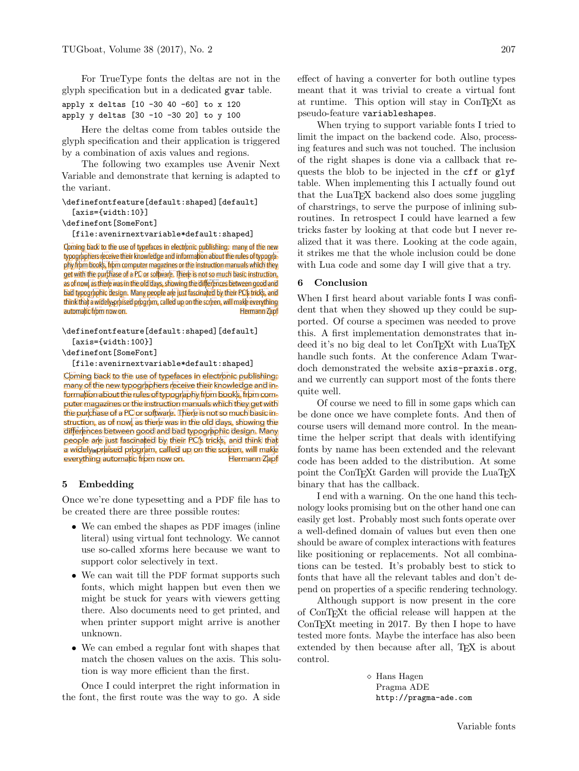For TrueType fonts the deltas are not in the glyph specification but in a dedicated gvar table.

```
apply x deltas [10 -30 40 -60] to x 120
apply y deltas [30 -10 -30 20] to y 100
```

Here the deltas come from tables outside the glyph specification and their application is triggered by a combination of axis values and regions.

The following two examples use Avenir Next Variable and demonstrate that kerning is adapted to the variant.

```
\definefontfeature[default:shaped][default]
  [axis={width:10}]
\definefont[SomeFont]
  [file:avenirnextvariable*default:shaped]
```

Coming back to the use of typefaces in electronic publishing: many of the new typographers receive their knowledge and information about the rules of typography from books, from computer magazines or the instruction manuals which they get with the purchase of a PC or software. There is not so much basic instruction, as of now, as there was in the old days, showing the differences between good and bad typographic design. Many people are just fascinated by their PC's tricks, and think that a widely-praised program, called up on the screen, will make everything automatic from now on. Hermann Zapf

```
\definefontfeature[default:shaped][default]
  [axis={width:100}]
\definefont[SomeFont]
  [file:avenirnextvariable*default:shaped]
```

Coming back to the use of typefaces in electronic publishing: many of the new typographers receive their knowledge and information about the rules of typography from books, from computer magazines or the instruction manuals which they get with the purchase of a PC or software. There is not so much basic instruction, as of now, as there was in the old days, showing the differences between good and bad typographic design. Many people are just fascinated by their PC's tricks, and think that a widely-praised program, called up on the screen, will make everything automatic from now on. Hermann Zapf

## 5 Embedding

Once we're done typesetting and a PDF file has to be created there are three possible routes:

- We can embed the shapes as PDF images (inline literal) using virtual font technology. We cannot use so-called xforms here because we want to support color selectively in text.
- We can wait till the PDF format supports such fonts, which might happen but even then we might be stuck for years with viewers getting there. Also documents need to get printed, and when printer support might arrive is another unknown.
- We can embed a regular font with shapes that match the chosen values on the axis. This solution is way more efficient than the first.

Once I could interpret the right information in the font, the first route was the way to go. A side effect of having a converter for both outline types meant that it was trivial to create a virtual font at runtime. This option will stay in ConTEXt as pseudo-feature `variableshapes`.

When trying to support variable fonts I tried to limit the impact on the backend code. Also, processing features and such was not touched. The inclusion of the right shapes is done via a callback that requests the blob to be injected in the `cff` or `glyf` table. When implementing this I actually found out that the LuaTEX backend also does some juggling of charstrings, to serve the purpose of inlining subroutines. In retrospect I could have learned a few tricks faster by looking at that code but I never realized that it was there. Looking at the code again, it strikes me that the whole inclusion could be done with Lua code and some day I will give that a try.

## 6 Conclusion

When I first heard about variable fonts I was confident that when they showed up they could be supported. Of course a specimen was needed to prove this. A first implementation demonstrates that indeed it's no big deal to let ConTEXt with LuaTEX handle such fonts. At the conference Adam Twardoch demonstrated the website `axis-praxis.org`, and we currently can support most of the fonts there quite well.

Of course we need to fill in some gaps which can be done once we have complete fonts. And then of course users will demand more control. In the meantime the helper script that deals with identifying fonts by name has been extended and the relevant code has been added to the distribution. At some point the ConTEXt Garden will provide the LuaTEX binary that has the callback.

I end with a warning. On the one hand this technology looks promising but on the other hand one can easily get lost. Probably most such fonts operate over a well-defined domain of values but even then one should be aware of complex interactions with features like positioning or replacements. Not all combinations can be tested. It's probably best to stick to fonts that have all the relevant tables and don't depend on properties of a specific rendering technology.

Although support is now present in the core of ConTEXt the official release will happen at the ConTEXt meeting in 2017. By then I hope to have tested more fonts. Maybe the interface has also been extended by then because after all, TEX is about control.

◇ Hans Hagen
Pragma ADE
`http://pragma-ade.com`